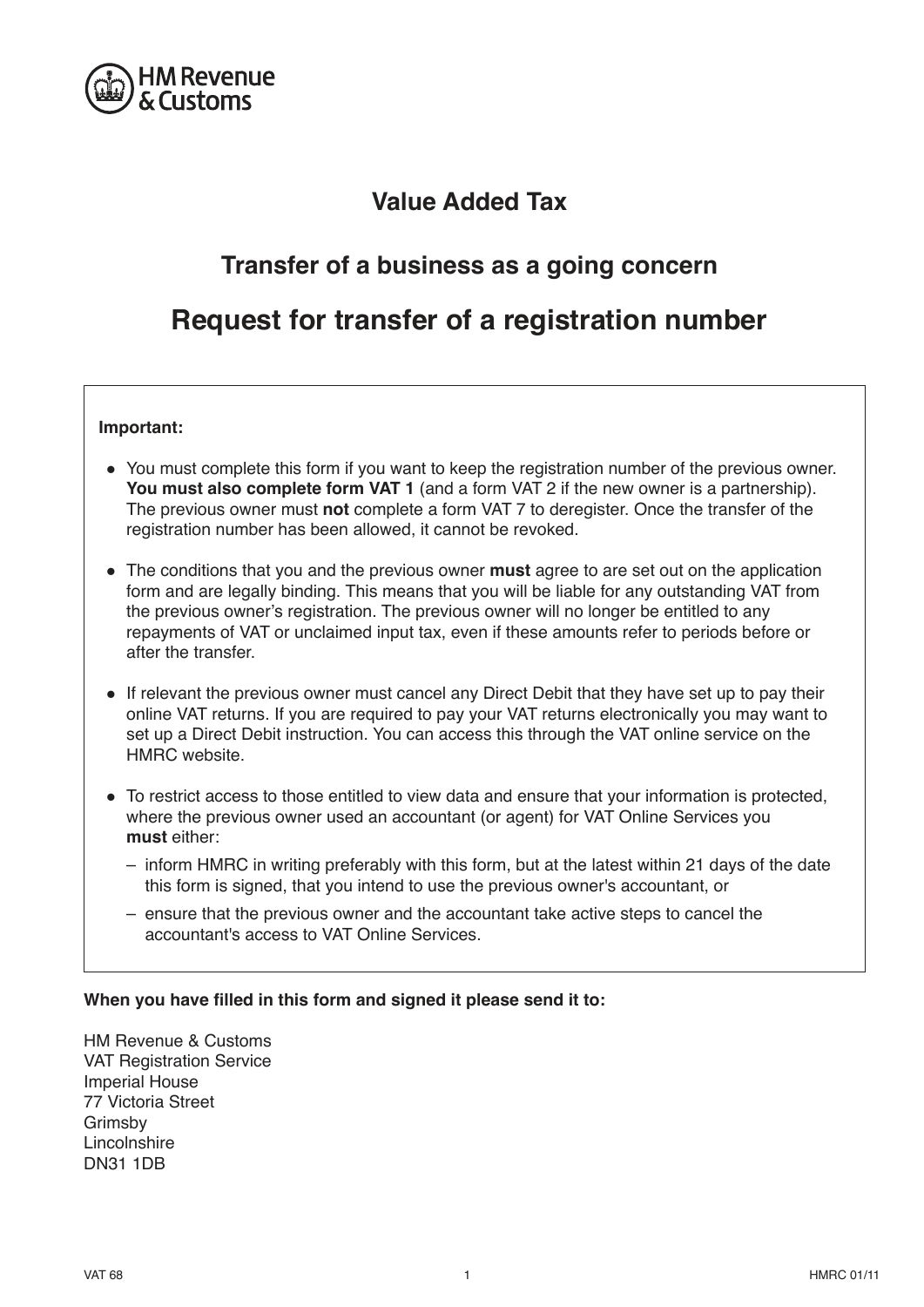HM Revenue & Customs

# Value Added Tax

## Transfer of a business as a going concern

## Request for transfer of a registration number

**Important:**

- You must complete this form if you want to keep the registration number of the previous owner. **You must also complete form VAT 1** (and a form VAT 2 if the new owner is a partnership). The previous owner must **not** complete a form VAT 7 to deregister. Once the transfer of the registration number has been allowed, it cannot be revoked.
- The conditions that you and the previous owner **must** agree to are set out on the application form and are legally binding. This means that you will be liable for any outstanding VAT from the previous owner's registration. The previous owner will no longer be entitled to any repayments of VAT or unclaimed input tax, even if these amounts refer to periods before or after the transfer.
- If relevant the previous owner must cancel any Direct Debit that they have set up to pay their online VAT returns. If you are required to pay your VAT returns electronically you may want to set up a Direct Debit instruction. You can access this through the VAT online service on the HMRC website.
- To restrict access to those entitled to view data and ensure that your information is protected, where the previous owner used an accountant (or agent) for VAT Online Services you **must** either:
  - inform HMRC in writing preferably with this form, but at the latest within 21 days of the date this form is signed, that you intend to use the previous owner's accountant, or
  - ensure that the previous owner and the accountant take active steps to cancel the accountant's access to VAT Online Services.

**When you have filled in this form and signed it please send it to:**

HM Revenue & Customs
VAT Registration Service
Imperial House
77 Victoria Street
Grimsby
Lincolnshire
DN31 1DB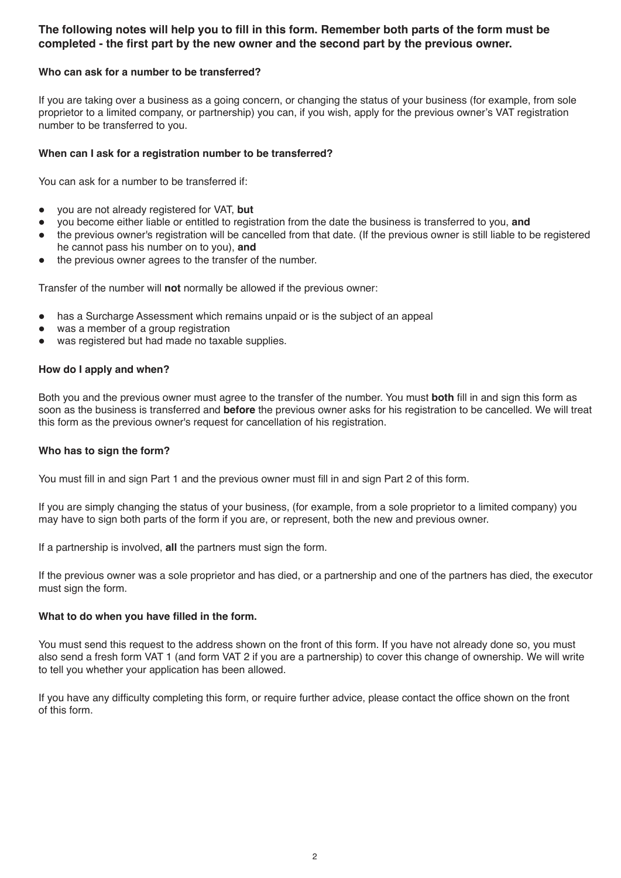**The following notes will help you to fill in this form. Remember both parts of the form must be completed - the first part by the new owner and the second part by the previous owner.**

### Who can ask for a number to be transferred?

If you are taking over a business as a going concern, or changing the status of your business (for example, from sole proprietor to a limited company, or partnership) you can, if you wish, apply for the previous owner's VAT registration number to be transferred to you.

### When can I ask for a registration number to be transferred?

You can ask for a number to be transferred if:

- you are not already registered for VAT, **but**
- you become either liable or entitled to registration from the date the business is transferred to you, **and**
- the previous owner's registration will be cancelled from that date. (If the previous owner is still liable to be registered he cannot pass his number on to you), **and**
- the previous owner agrees to the transfer of the number.

Transfer of the number will **not** normally be allowed if the previous owner:

- has a Surcharge Assessment which remains unpaid or is the subject of an appeal
- was a member of a group registration
- was registered but had made no taxable supplies.

### How do I apply and when?

Both you and the previous owner must agree to the transfer of the number. You must **both** fill in and sign this form as soon as the business is transferred and **before** the previous owner asks for his registration to be cancelled. We will treat this form as the previous owner's request for cancellation of his registration.

### Who has to sign the form?

You must fill in and sign Part 1 and the previous owner must fill in and sign Part 2 of this form.

If you are simply changing the status of your business, (for example, from a sole proprietor to a limited company) you may have to sign both parts of the form if you are, or represent, both the new and previous owner.

If a partnership is involved, **all** the partners must sign the form.

If the previous owner was a sole proprietor and has died, or a partnership and one of the partners has died, the executor must sign the form.

### What to do when you have filled in the form.

You must send this request to the address shown on the front of this form. If you have not already done so, you must also send a fresh form VAT 1 (and form VAT 2 if you are a partnership) to cover this change of ownership. We will write to tell you whether your application has been allowed.

If you have any difficulty completing this form, or require further advice, please contact the office shown on the front of this form.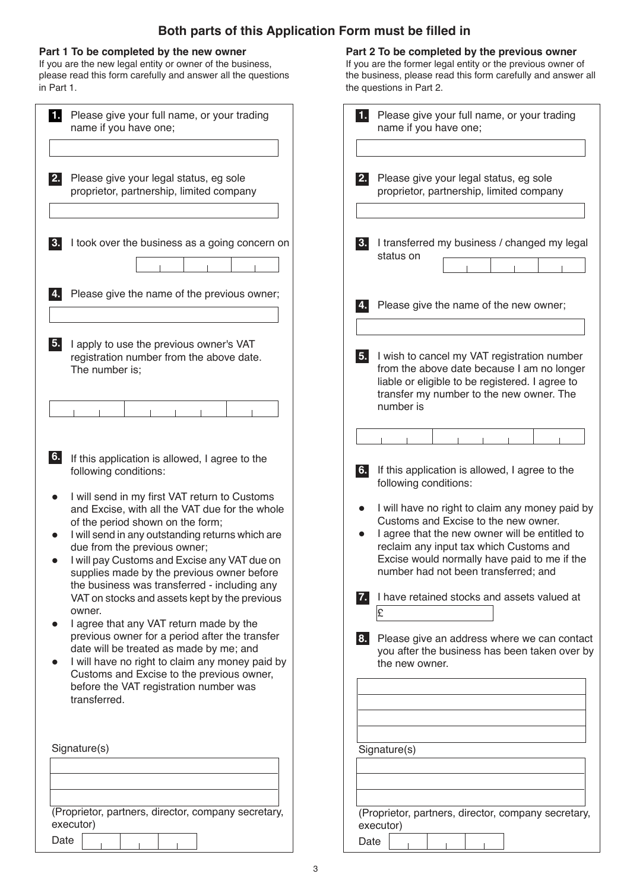# Both parts of this Application Form must be filled in

## Part 1 To be completed by the new owner

If you are the new legal entity or owner of the business, please read this form carefully and answer all the questions in Part 1.

**1.** Please give your full name, or your trading name if you have one;

**2.** Please give your legal status, eg sole proprietor, partnership, limited company

**3.** I took over the business as a going concern on

**4.** Please give the name of the previous owner;

**5.** I apply to use the previous owner's VAT registration number from the above date. The number is;

**6.** If this application is allowed, I agree to the following conditions:

- I will send in my first VAT return to Customs and Excise, with all the VAT due for the whole of the period shown on the form;
- I will send in any outstanding returns which are due from the previous owner;
- I will pay Customs and Excise any VAT due on supplies made by the previous owner before the business was transferred - including any VAT on stocks and assets kept by the previous owner.
- I agree that any VAT return made by the previous owner for a period after the transfer date will be treated as made by me; and
- I will have no right to claim any money paid by Customs and Excise to the previous owner, before the VAT registration number was transferred.

Signature(s)

(Proprietor, partners, director, company secretary, executor)

Date

## Part 2 To be completed by the previous owner

If you are the former legal entity or the previous owner of the business, please read this form carefully and answer all the questions in Part 2.

**1.** Please give your full name, or your trading name if you have one;

**2.** Please give your legal status, eg sole proprietor, partnership, limited company

**3.** I transferred my business / changed my legal status on

**4.** Please give the name of the new owner;

**5.** I wish to cancel my VAT registration number from the above date because I am no longer liable or eligible to be registered. I agree to transfer my number to the new owner. The number is

**6.** If this application is allowed, I agree to the following conditions:

- I will have no right to claim any money paid by Customs and Excise to the new owner.
- I agree that the new owner will be entitled to reclaim any input tax which Customs and Excise would normally have paid to me if the number had not been transferred; and

**7.** I have retained stocks and assets valued at

£

**8.** Please give an address where we can contact you after the business has been taken over by the new owner.

Signature(s)

(Proprietor, partners, director, company secretary, executor)

Date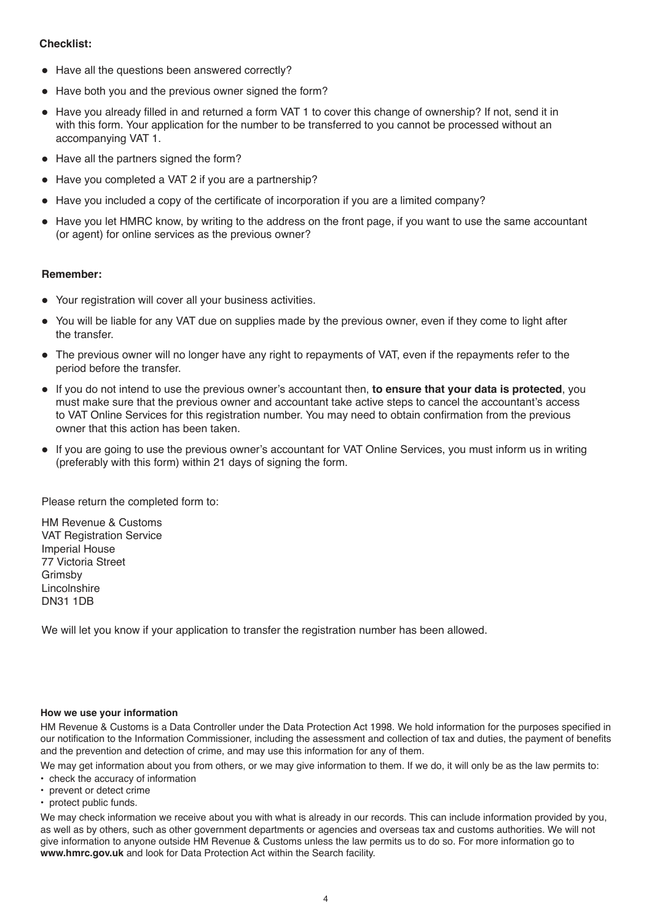**Checklist:**

- Have all the questions been answered correctly?
- Have both you and the previous owner signed the form?
- Have you already filled in and returned a form VAT 1 to cover this change of ownership? If not, send it in with this form. Your application for the number to be transferred to you cannot be processed without an accompanying VAT 1.
- Have all the partners signed the form?
- Have you completed a VAT 2 if you are a partnership?
- Have you included a copy of the certificate of incorporation if you are a limited company?
- Have you let HMRC know, by writing to the address on the front page, if you want to use the same accountant (or agent) for online services as the previous owner?

**Remember:**

- Your registration will cover all your business activities.
- You will be liable for any VAT due on supplies made by the previous owner, even if they come to light after the transfer.
- The previous owner will no longer have any right to repayments of VAT, even if the repayments refer to the period before the transfer.
- If you do not intend to use the previous owner's accountant then, **to ensure that your data is protected**, you must make sure that the previous owner and accountant take active steps to cancel the accountant's access to VAT Online Services for this registration number. You may need to obtain confirmation from the previous owner that this action has been taken.
- If you are going to use the previous owner's accountant for VAT Online Services, you must inform us in writing (preferably with this form) within 21 days of signing the form.

Please return the completed form to:

HM Revenue & Customs
VAT Registration Service
Imperial House
77 Victoria Street
Grimsby
Lincolnshire
DN31 1DB

We will let you know if your application to transfer the registration number has been allowed.

**How we use your information**

HM Revenue & Customs is a Data Controller under the Data Protection Act 1998. We hold information for the purposes specified in our notification to the Information Commissioner, including the assessment and collection of tax and duties, the payment of benefits and the prevention and detection of crime, and may use this information for any of them.

We may get information about you from others, or we may give information to them. If we do, it will only be as the law permits to:

- check the accuracy of information
- prevent or detect crime
- protect public funds.

We may check information we receive about you with what is already in our records. This can include information provided by you, as well as by others, such as other government departments or agencies and overseas tax and customs authorities. We will not give information to anyone outside HM Revenue & Customs unless the law permits us to do so. For more information go to **www.hmrc.gov.uk** and look for Data Protection Act within the Search facility.